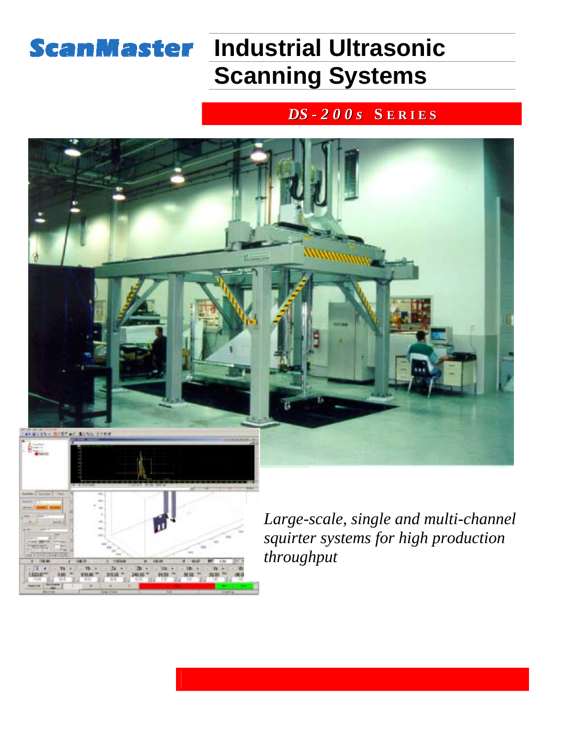ScanMaster

# Industrial Ultrasonic Scanning Systems

## *DS-200s* SERIES

*Large-scale, single and multi-channel squirter systems for high production throughput*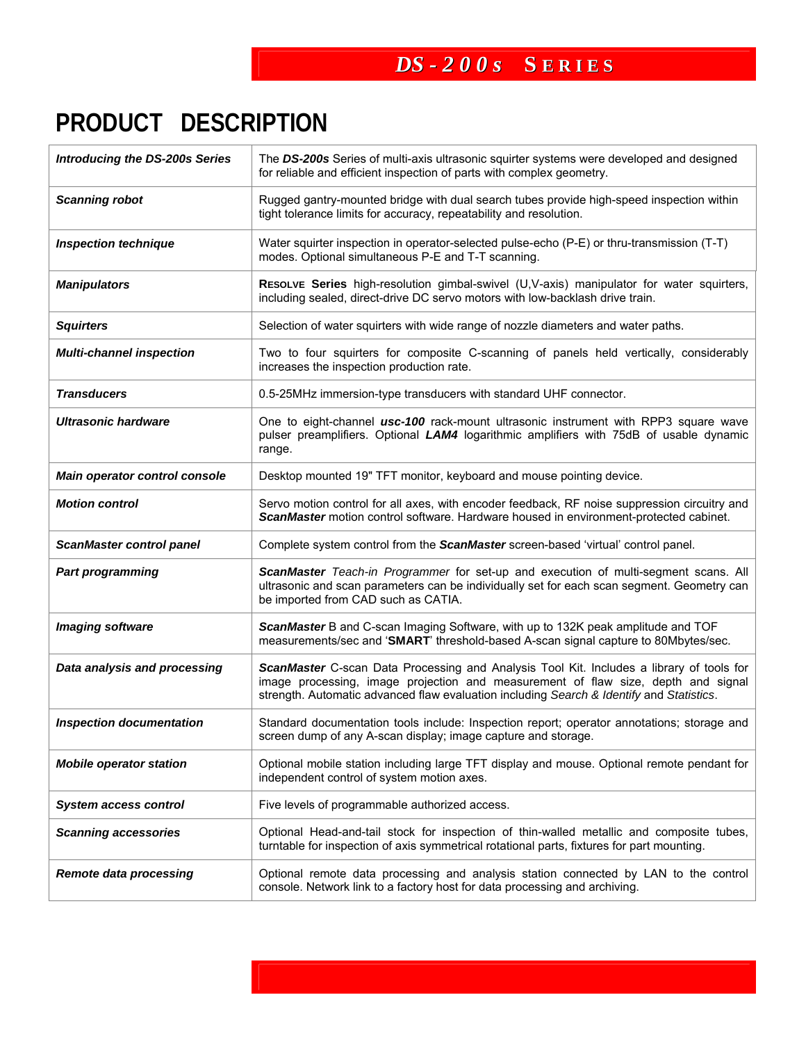# PRODUCT DESCRIPTION

| | |
|---|---|
| ***Introducing the DS-200s Series*** | The ***DS-200s*** Series of multi-axis ultrasonic squirter systems were developed and designed for reliable and efficient inspection of parts with complex geometry. |
| ***Scanning robot*** | Rugged gantry-mounted bridge with dual search tubes provide high-speed inspection within tight tolerance limits for accuracy, repeatability and resolution. |
| ***Inspection technique*** | Water squirter inspection in operator-selected pulse-echo (P-E) or thru-transmission (T-T) modes. Optional simultaneous P-E and T-T scanning. |
| ***Manipulators*** | **RESOLVE Series** high-resolution gimbal-swivel (U,V-axis) manipulator for water squirters, including sealed, direct-drive DC servo motors with low-backlash drive train. |
| ***Squirters*** | Selection of water squirters with wide range of nozzle diameters and water paths. |
| ***Multi-channel inspection*** | Two to four squirters for composite C-scanning of panels held vertically, considerably increases the inspection production rate. |
| ***Transducers*** | 0.5-25MHz immersion-type transducers with standard UHF connector. |
| ***Ultrasonic hardware*** | One to eight-channel ***usc-100*** rack-mount ultrasonic instrument with RPP3 square wave pulser preamplifiers. Optional ***LAM4*** logarithmic amplifiers with 75dB of usable dynamic range. |
| ***Main operator control console*** | Desktop mounted 19" TFT monitor, keyboard and mouse pointing device. |
| ***Motion control*** | Servo motion control for all axes, with encoder feedback, RF noise suppression circuitry and ***ScanMaster*** motion control software. Hardware housed in environment-protected cabinet. |
| ***ScanMaster control panel*** | Complete system control from the ***ScanMaster*** screen-based 'virtual' control panel. |
| ***Part programming*** | ***ScanMaster*** *Teach-in Programmer* for set-up and execution of multi-segment scans. All ultrasonic and scan parameters can be individually set for each scan segment. Geometry can be imported from CAD such as CATIA. |
| ***Imaging software*** | ***ScanMaster*** B and C-scan Imaging Software, with up to 132K peak amplitude and TOF measurements/sec and '**SMART**' threshold-based A-scan signal capture to 80Mbytes/sec. |
| ***Data analysis and processing*** | ***ScanMaster*** C-scan Data Processing and Analysis Tool Kit. Includes a library of tools for image processing, image projection and measurement of flaw size, depth and signal strength. Automatic advanced flaw evaluation including *Search & Identify* and *Statistics*. |
| ***Inspection documentation*** | Standard documentation tools include: Inspection report; operator annotations; storage and screen dump of any A-scan display; image capture and storage. |
| ***Mobile operator station*** | Optional mobile station including large TFT display and mouse. Optional remote pendant for independent control of system motion axes. |
| ***System access control*** | Five levels of programmable authorized access. |
| ***Scanning accessories*** | Optional Head-and-tail stock for inspection of thin-walled metallic and composite tubes, turntable for inspection of axis symmetrical rotational parts, fixtures for part mounting. |
| ***Remote data processing*** | Optional remote data processing and analysis station connected by LAN to the control console. Network link to a factory host for data processing and archiving. |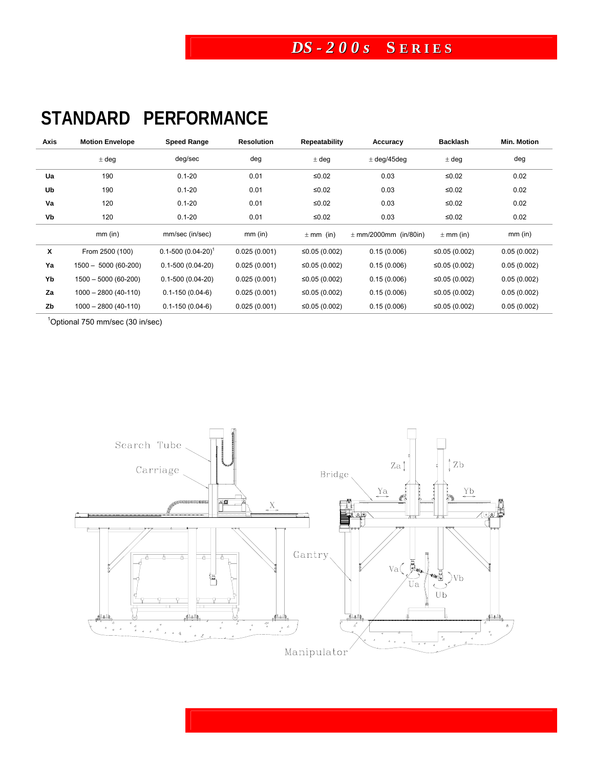# STANDARD PERFORMANCE

| Axis | Motion Envelope | Speed Range | Resolution | Repeatability | Accuracy | Backlash | Min. Motion |
|---|---|---|---|---|---|---|---|
| | ± deg | deg/sec | deg | ± deg | ± deg/45deg | ± deg | deg |
| **Ua** | 190 | 0.1-20 | 0.01 | ≤0.02 | 0.03 | ≤0.02 | 0.02 |
| **Ub** | 190 | 0.1-20 | 0.01 | ≤0.02 | 0.03 | ≤0.02 | 0.02 |
| **Va** | 120 | 0.1-20 | 0.01 | ≤0.02 | 0.03 | ≤0.02 | 0.02 |
| **Vb** | 120 | 0.1-20 | 0.01 | ≤0.02 | 0.03 | ≤0.02 | 0.02 |
| | mm (in) | mm/sec (in/sec) | mm (in) | ± mm (in) | ± mm/2000mm (in/80in) | ± mm (in) | mm (in) |
| **X** | From 2500 (100) | 0.1-500 (0.04-20)[1] | 0.025 (0.001) | ≤0.05 (0.002) | 0.15 (0.006) | ≤0.05 (0.002) | 0.05 (0.002) |
| **Ya** | 1500 – 5000 (60-200) | 0.1-500 (0.04-20) | 0.025 (0.001) | ≤0.05 (0.002) | 0.15 (0.006) | ≤0.05 (0.002) | 0.05 (0.002) |
| **Yb** | 1500 – 5000 (60-200) | 0.1-500 (0.04-20) | 0.025 (0.001) | ≤0.05 (0.002) | 0.15 (0.006) | ≤0.05 (0.002) | 0.05 (0.002) |
| **Za** | 1000 – 2800 (40-110) | 0.1-150 (0.04-6) | 0.025 (0.001) | ≤0.05 (0.002) | 0.15 (0.006) | ≤0.05 (0.002) | 0.05 (0.002) |
| **Zb** | 1000 – 2800 (40-110) | 0.1-150 (0.04-6) | 0.025 (0.001) | ≤0.05 (0.002) | 0.15 (0.006) | ≤0.05 (0.002) | 0.05 (0.002) |

[1]Optional 750 mm/sec (30 in/sec)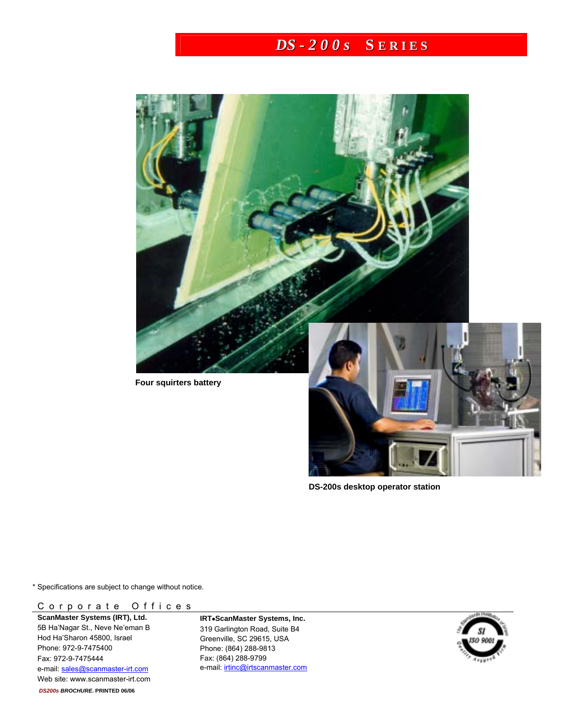# DS-200s SERIES

Four squirters battery

DS-200s desktop operator station

* Specifications are subject to change without notice.

## Corporate Offices

**ScanMaster Systems (IRT), Ltd.**
5B Ha'Nagar St., Neve Ne'eman B
Hod Ha'Sharon 45800, Israel
Phone: 972-9-7475400
Fax: 972-9-7475444
e-mail: sales@scanmaster-irt.com
Web site: www.scanmaster-irt.com

**IRT•ScanMaster Systems, Inc.**
319 Garlington Road, Suite B4
Greenville, SC 29615, USA
Phone: (864) 288-9813
Fax: (864) 288-9799
e-mail: irtinc@irtscanmaster.com

***DS200s BROCHURE*. PRINTED 06/06**